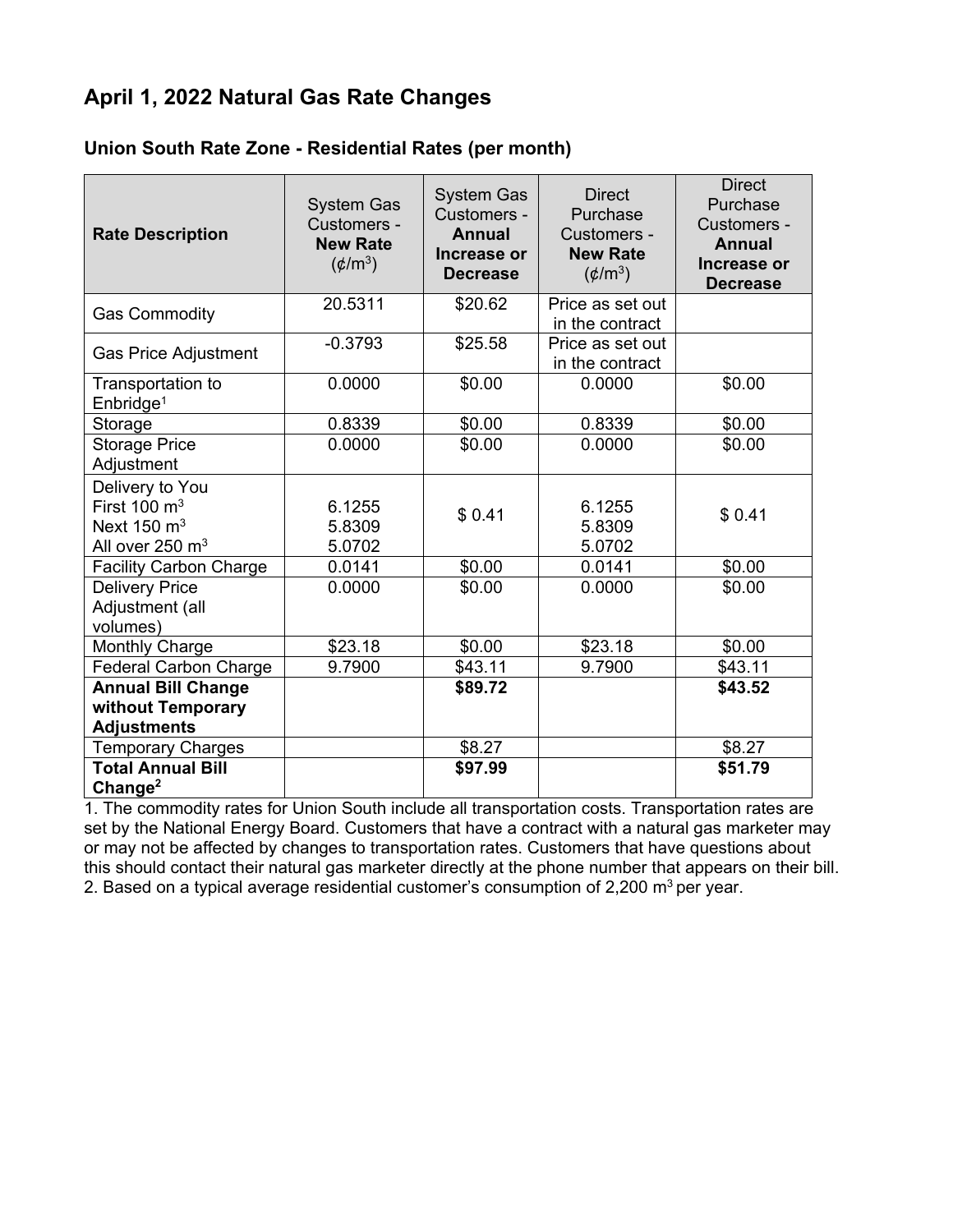# April 1, 2022 Natural Gas Rate Changes

## Union South Rate Zone - Residential Rates (per month)

| Rate Description | System Gas Customers - **New Rate** (¢/$m^3$) | System Gas Customers - **Annual Increase or Decrease** | Direct Purchase Customers - **New Rate** (¢/$m^3$) | Direct Purchase Customers - **Annual Increase or Decrease** |
|---|---|---|---|---|
| Gas Commodity | 20.5311 | $20.62 | Price as set out in the contract | |
| Gas Price Adjustment | -0.3793 | $25.58 | Price as set out in the contract | |
| Transportation to Enbridge[1] | 0.0000 | $0.00 | 0.0000 | $0.00 |
| Storage | 0.8339 | $0.00 | 0.8339 | $0.00 |
| Storage Price Adjustment | 0.0000 | $0.00 | 0.0000 | $0.00 |
| Delivery to You<br>First 100 $m^3$<br>Next 150 $m^3$<br>All over 250 $m^3$ | <br>6.1255<br>5.8309<br>5.0702 | $ 0.41 | <br>6.1255<br>5.8309<br>5.0702 | $ 0.41 |
| Facility Carbon Charge | 0.0141 | $0.00 | 0.0141 | $0.00 |
| Delivery Price Adjustment (all volumes) | 0.0000 | $0.00 | 0.0000 | $0.00 |
| Monthly Charge | $23.18 | $0.00 | $23.18 | $0.00 |
| Federal Carbon Charge | 9.7900 | $43.11 | 9.7900 | $43.11 |
| **Annual Bill Change without Temporary Adjustments** | | **$89.72** | | **$43.52** |
| Temporary Charges | | $8.27 | | $8.27 |
| **Total Annual Bill Change[2]** | | **$97.99** | | **$51.79** |

1. The commodity rates for Union South include all transportation costs. Transportation rates are set by the National Energy Board. Customers that have a contract with a natural gas marketer may or may not be affected by changes to transportation rates. Customers that have questions about this should contact their natural gas marketer directly at the phone number that appears on their bill.
2. Based on a typical average residential customer's consumption of 2,200 $m^3$ per year.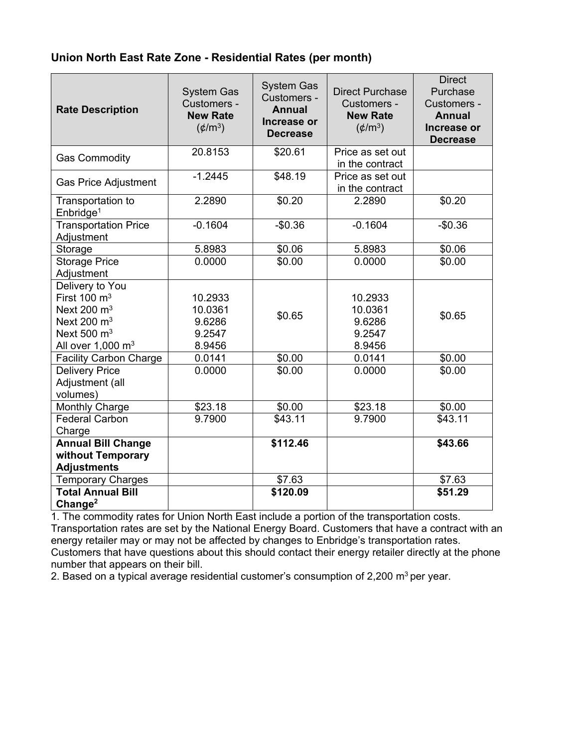**Union North East Rate Zone - Residential Rates (per month)**

| Rate Description | System Gas Customers - **New Rate** (¢/$m^3$) | System Gas Customers - **Annual Increase or Decrease** | Direct Purchase Customers - **New Rate** (¢/$m^3$) | Direct Purchase Customers - **Annual Increase or Decrease** |
|---|---|---|---|---|
| Gas Commodity | 20.8153 | $20.61 | Price as set out in the contract | |
| Gas Price Adjustment | -1.2445 | $48.19 | Price as set out in the contract | |
| Transportation to Enbridge[1] | 2.2890 | $0.20 | 2.2890 | $0.20 |
| Transportation Price Adjustment | -0.1604 | -$0.36 | -0.1604 | -$0.36 |
| Storage | 5.8983 | $0.06 | 5.8983 | $0.06 |
| Storage Price Adjustment | 0.0000 | $0.00 | 0.0000 | $0.00 |
| Delivery to You<br>First 100 $m^3$<br>Next 200 $m^3$<br>Next 200 $m^3$<br>Next 500 $m^3$<br>All over 1,000 $m^3$ | <br>10.2933<br>10.0361<br>9.6286<br>9.2547<br>8.9456 | $0.65 | <br>10.2933<br>10.0361<br>9.6286<br>9.2547<br>8.9456 | $0.65 |
| Facility Carbon Charge | 0.0141 | $0.00 | 0.0141 | $0.00 |
| Delivery Price Adjustment (all volumes) | 0.0000 | $0.00 | 0.0000 | $0.00 |
| Monthly Charge | $23.18 | $0.00 | $23.18 | $0.00 |
| Federal Carbon Charge | 9.7900 | $43.11 | 9.7900 | $43.11 |
| **Annual Bill Change without Temporary Adjustments** | | **$112.46** | | **$43.66** |
| Temporary Charges | | $7.63 | | $7.63 |
| **Total Annual Bill Change[2]** | | **$120.09** | | **$51.29** |

1. The commodity rates for Union North East include a portion of the transportation costs. Transportation rates are set by the National Energy Board. Customers that have a contract with an energy retailer may or may not be affected by changes to Enbridge's transportation rates. Customers that have questions about this should contact their energy retailer directly at the phone number that appears on their bill.
2. Based on a typical average residential customer's consumption of 2,200 $m^3$ per year.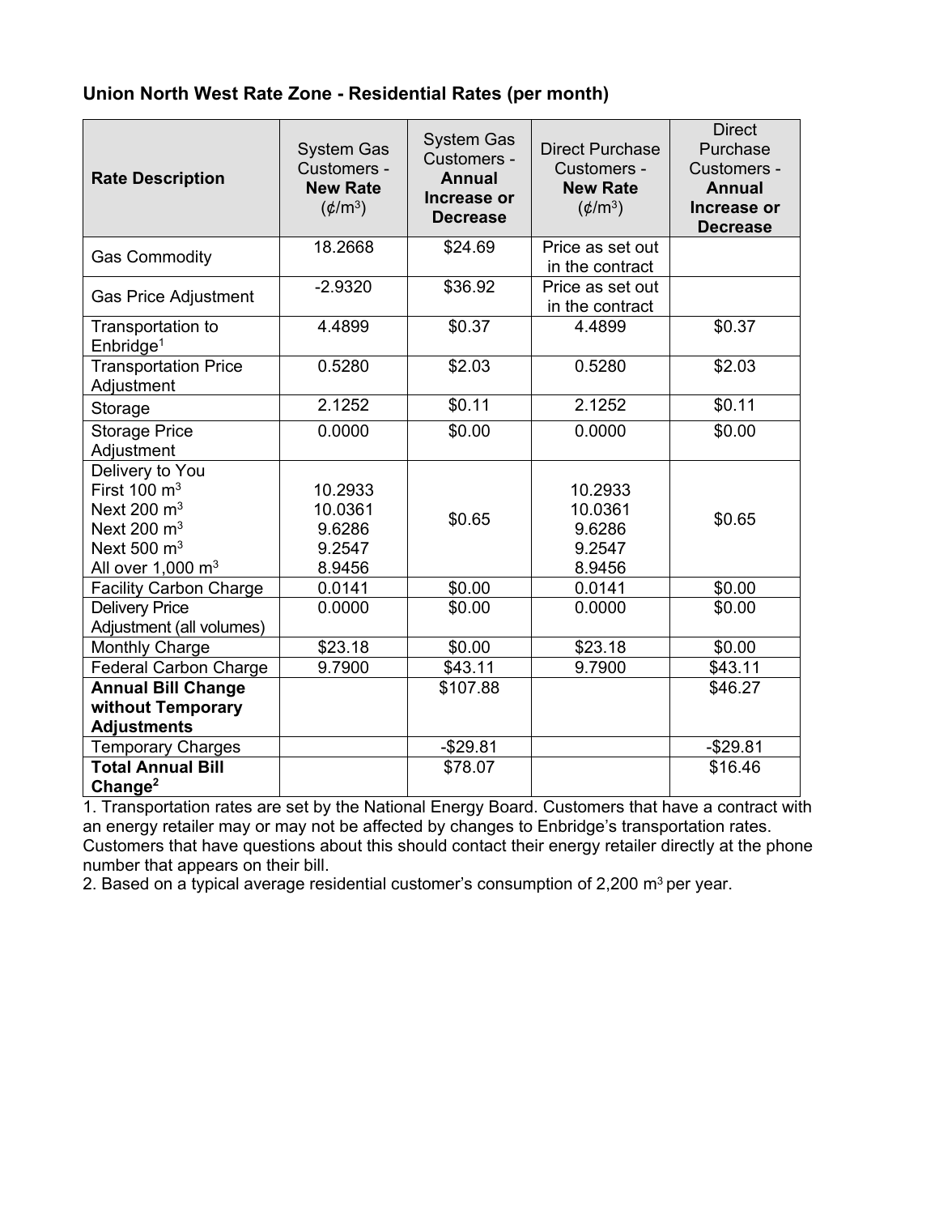### Union North West Rate Zone - Residential Rates (per month)

| **Rate Description** | System Gas Customers - **New Rate** (¢/m³) | System Gas Customers - **Annual Increase or Decrease** | Direct Purchase Customers - **New Rate** (¢/m³) | Direct Purchase Customers - **Annual Increase or Decrease** |
|---|---|---|---|---|
| Gas Commodity | 18.2668 | $24.69 | Price as set out in the contract | |
| Gas Price Adjustment | -2.9320 | $36.92 | Price as set out in the contract | |
| Transportation to Enbridge[1] | 4.4899 | $0.37 | 4.4899 | $0.37 |
| Transportation Price Adjustment | 0.5280 | $2.03 | 0.5280 | $2.03 |
| Storage | 2.1252 | $0.11 | 2.1252 | $0.11 |
| Storage Price Adjustment | 0.0000 | $0.00 | 0.0000 | $0.00 |
| Delivery to You<br>First 100 m³<br>Next 200 m³<br>Next 200 m³<br>Next 500 m³<br>All over 1,000 m³ | <br>10.2933<br>10.0361<br>9.6286<br>9.2547<br>8.9456 | $0.65 | <br>10.2933<br>10.0361<br>9.6286<br>9.2547<br>8.9456 | $0.65 |
| Facility Carbon Charge | 0.0141 | $0.00 | 0.0141 | $0.00 |
| Delivery Price Adjustment (all volumes) | 0.0000 | $0.00 | 0.0000 | $0.00 |
| Monthly Charge | $23.18 | $0.00 | $23.18 | $0.00 |
| Federal Carbon Charge | 9.7900 | $43.11 | 9.7900 | $43.11 |
| **Annual Bill Change without Temporary Adjustments** | | $107.88 | | $46.27 |
| Temporary Charges | | -$29.81 | | -$29.81 |
| **Total Annual Bill Change[2]** | | $78.07 | | $16.46 |

1. Transportation rates are set by the National Energy Board. Customers that have a contract with an energy retailer may or may not be affected by changes to Enbridge's transportation rates. Customers that have questions about this should contact their energy retailer directly at the phone number that appears on their bill.
2. Based on a typical average residential customer's consumption of 2,200 m³ per year.